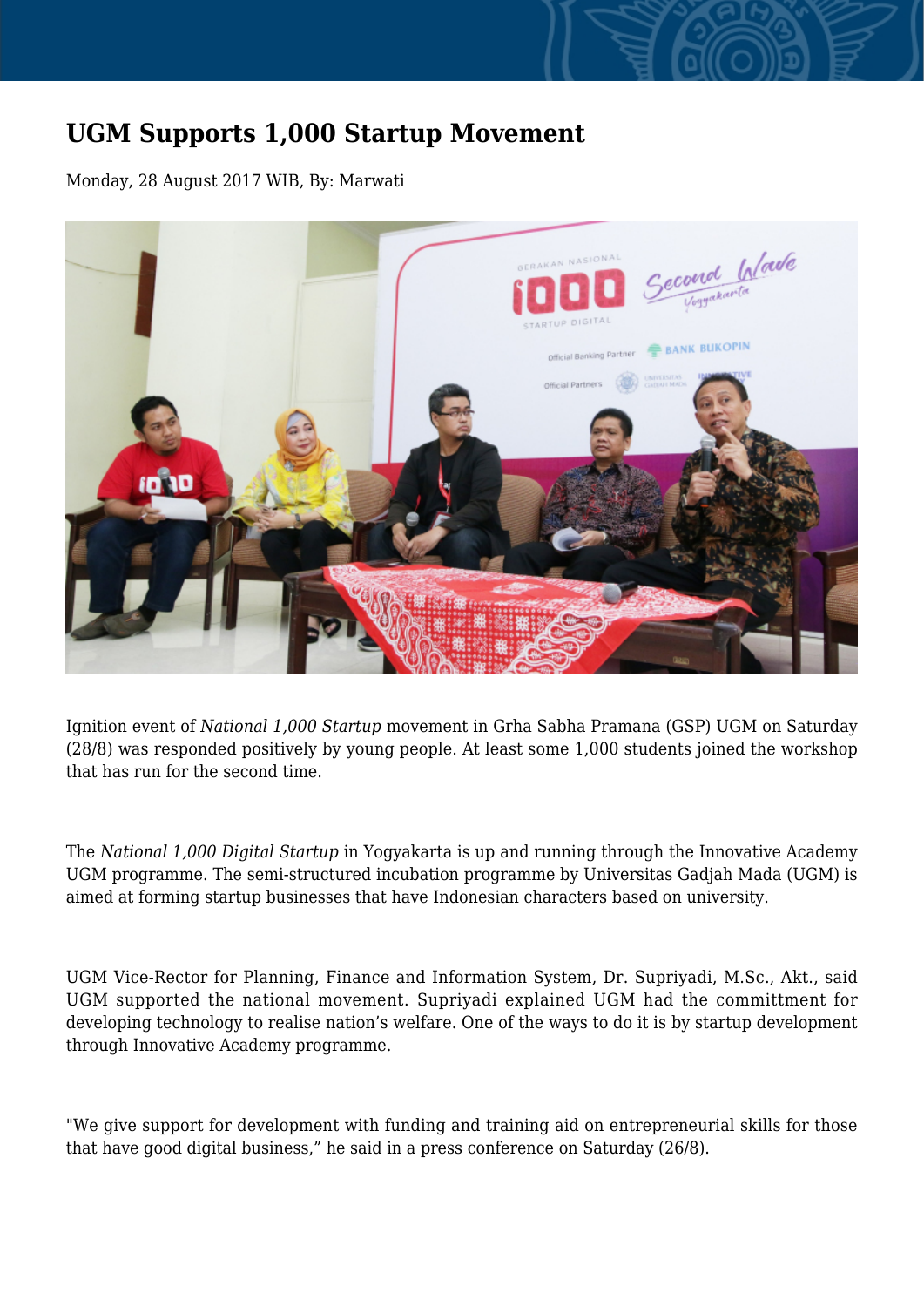# UGM Supports 1,000 Startup Movement

Monday, 28 August 2017 WIB, By: Marwati

Ignition event of *National 1,000 Startup* movement in Grha Sabha Pramana (GSP) UGM on Saturday (28/8) was responded positively by young people. At least some 1,000 students joined the workshop that has run for the second time.

The *National 1,000 Digital Startup* in Yogyakarta is up and running through the Innovative Academy UGM programme. The semi-structured incubation programme by Universitas Gadjah Mada (UGM) is aimed at forming startup businesses that have Indonesian characters based on university.

UGM Vice-Rector for Planning, Finance and Information System, Dr. Supriyadi, M.Sc., Akt., said UGM supported the national movement. Supriyadi explained UGM had the committment for developing technology to realise nation's welfare. One of the ways to do it is by startup development through Innovative Academy programme.

"We give support for development with funding and training aid on entrepreneurial skills for those that have good digital business," he said in a press conference on Saturday (26/8).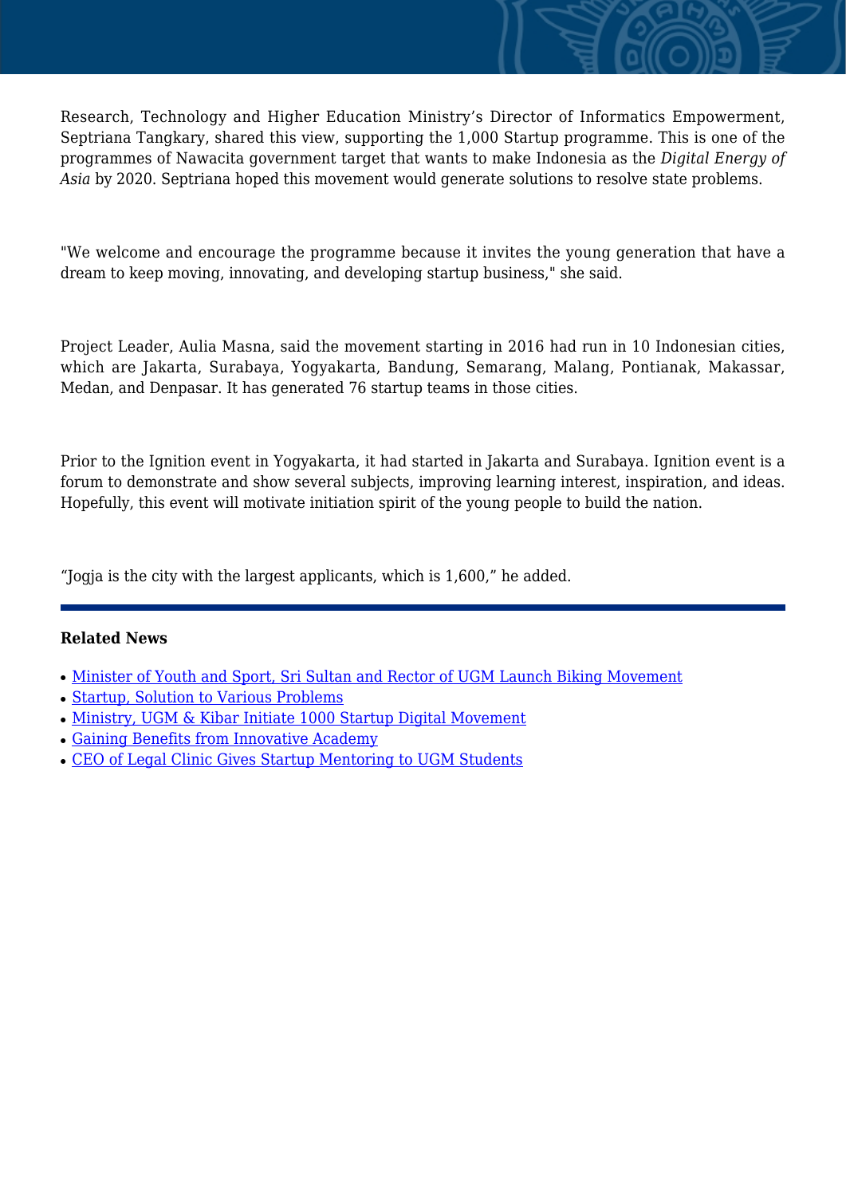Research, Technology and Higher Education Ministry's Director of Informatics Empowerment, Septriana Tangkary, shared this view, supporting the 1,000 Startup programme. This is one of the programmes of Nawacita government target that wants to make Indonesia as the *Digital Energy of Asia* by 2020. Septriana hoped this movement would generate solutions to resolve state problems.

"We welcome and encourage the programme because it invites the young generation that have a dream to keep moving, innovating, and developing startup business," she said.

Project Leader, Aulia Masna, said the movement starting in 2016 had run in 10 Indonesian cities, which are Jakarta, Surabaya, Yogyakarta, Bandung, Semarang, Malang, Pontianak, Makassar, Medan, and Denpasar. It has generated 76 startup teams in those cities.

Prior to the Ignition event in Yogyakarta, it had started in Jakarta and Surabaya. Ignition event is a forum to demonstrate and show several subjects, improving learning interest, inspiration, and ideas. Hopefully, this event will motivate initiation spirit of the young people to build the nation.

"Jogja is the city with the largest applicants, which is 1,600," he added.

---

**Related News**

- Minister of Youth and Sport, Sri Sultan and Rector of UGM Launch Biking Movement
- Startup, Solution to Various Problems
- Ministry, UGM & Kibar Initiate 1000 Startup Digital Movement
- Gaining Benefits from Innovative Academy
- CEO of Legal Clinic Gives Startup Mentoring to UGM Students